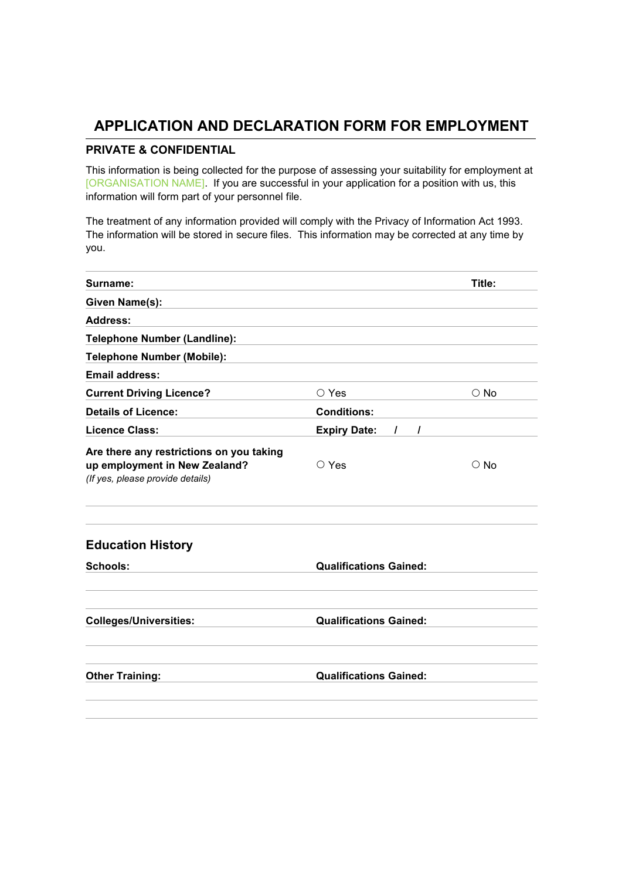# APPLICATION AND DECLARATION FORM FOR EMPLOYMENT

**PRIVATE & CONFIDENTIAL**

This information is being collected for the purpose of assessing your suitability for employment at [ORGANISATION NAME]. If you are successful in your application for a position with us, this information will form part of your personnel file.

The treatment of any information provided will comply with the Privacy of Information Act 1993. The information will be stored in secure files. This information may be corrected at any time by you.

| | | |
|---|---|---|
| **Surname:** | | **Title:** |
| **Given Name(s):** | | |
| **Address:** | | |
| **Telephone Number (Landline):** | | |
| **Telephone Number (Mobile):** | | |
| **Email address:** | | |
| **Current Driving Licence?** | ○ Yes | ○ No |
| **Details of Licence:** | **Conditions:** | |
| **Licence Class:** | **Expiry Date: / /** | |
| **Are there any restrictions on you taking up employment in New Zealand?** *(If yes, please provide details)* | ○ Yes | ○ No |

## Education History

| | |
|---|---|
| **Schools:** | **Qualifications Gained:** |
| | |
| | |
| **Colleges/Universities:** | **Qualifications Gained:** |
| | |
| | |
| **Other Training:** | **Qualifications Gained:** |
| | |
| | |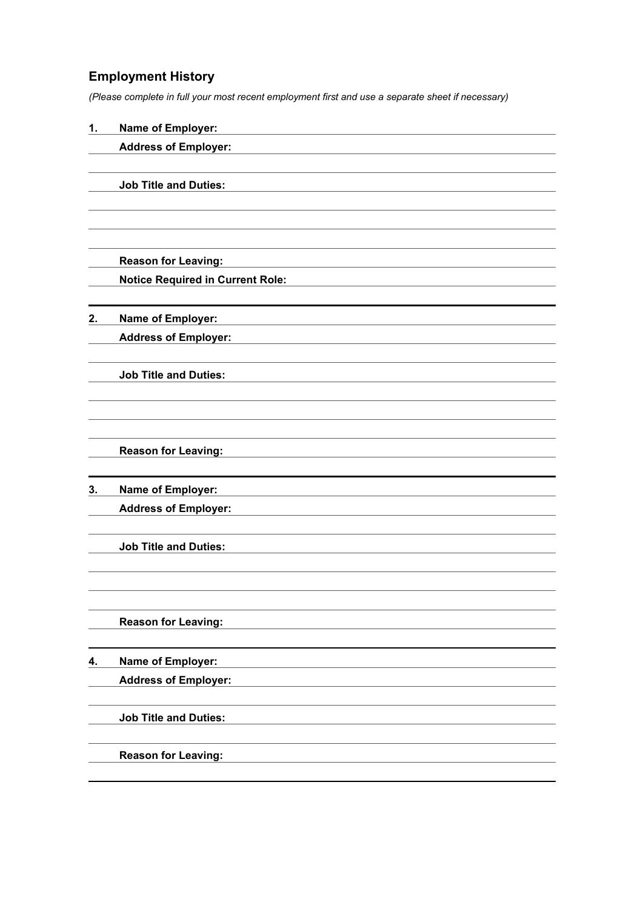## Employment History

*(Please complete in full your most recent employment first and use a separate sheet if necessary)*

1. **Name of Employer:**

   **Address of Employer:**

   **Job Title and Duties:**

   **Reason for Leaving:**

   **Notice Required in Current Role:**

---

2. **Name of Employer:**

   **Address of Employer:**

   **Job Title and Duties:**

   **Reason for Leaving:**

---

3. **Name of Employer:**

   **Address of Employer:**

   **Job Title and Duties:**

   **Reason for Leaving:**

---

4. **Name of Employer:**

   **Address of Employer:**

   **Job Title and Duties:**

   **Reason for Leaving:**

---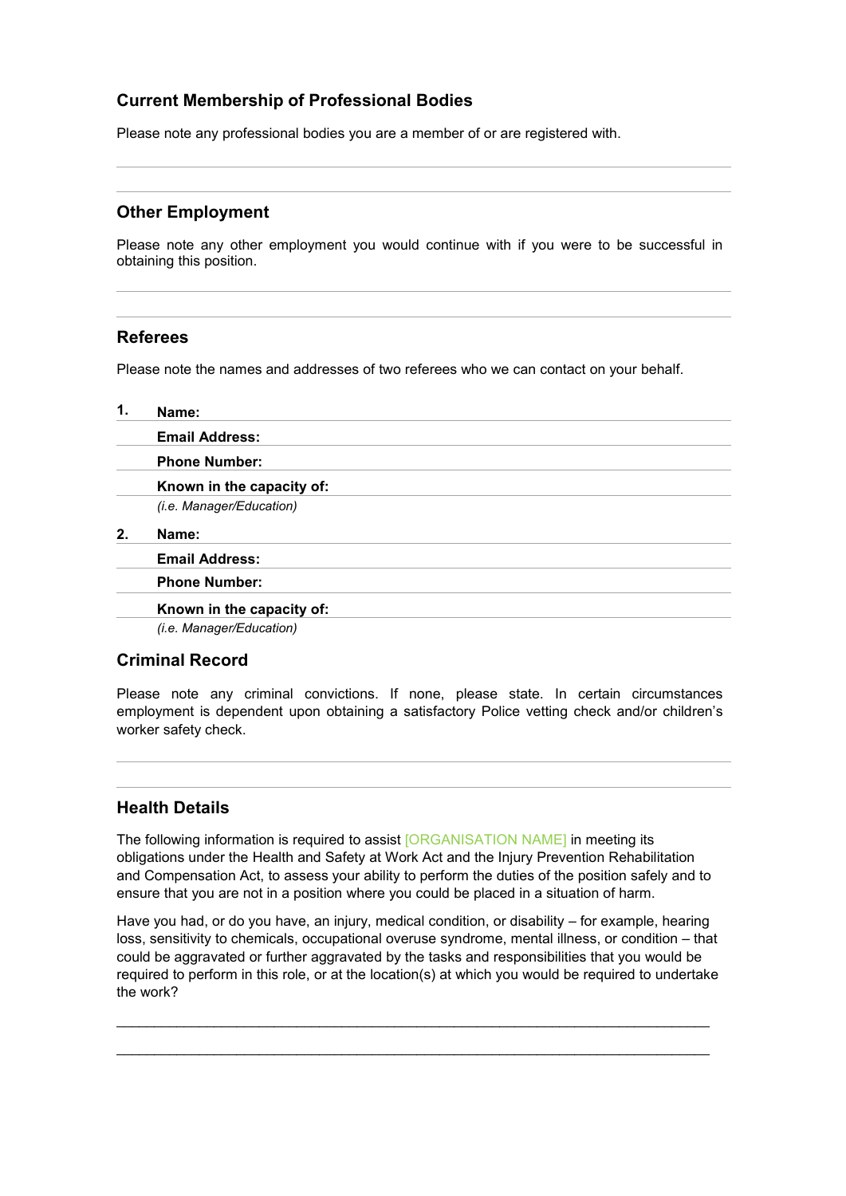## Current Membership of Professional Bodies

Please note any professional bodies you are a member of or are registered with.

---

---

## Other Employment

Please note any other employment you would continue with if you were to be successful in obtaining this position.

---

---

## Referees

Please note the names and addresses of two referees who we can contact on your behalf.

1. **Name:**

   **Email Address:**

   **Phone Number:**

   **Known in the capacity of:**
   *(i.e. Manager/Education)*

2. **Name:**

   **Email Address:**

   **Phone Number:**

   **Known in the capacity of:**
   *(i.e. Manager/Education)*

## Criminal Record

Please note any criminal convictions. If none, please state. In certain circumstances employment is dependent upon obtaining a satisfactory Police vetting check and/or children's worker safety check.

---

---

## Health Details

The following information is required to assist [ORGANISATION NAME] in meeting its obligations under the Health and Safety at Work Act and the Injury Prevention Rehabilitation and Compensation Act, to assess your ability to perform the duties of the position safely and to ensure that you are not in a position where you could be placed in a situation of harm.

Have you had, or do you have, an injury, medical condition, or disability – for example, hearing loss, sensitivity to chemicals, occupational overuse syndrome, mental illness, or condition – that could be aggravated or further aggravated by the tasks and responsibilities that you would be required to perform in this role, or at the location(s) at which you would be required to undertake the work?

___________________________________________________________________________

___________________________________________________________________________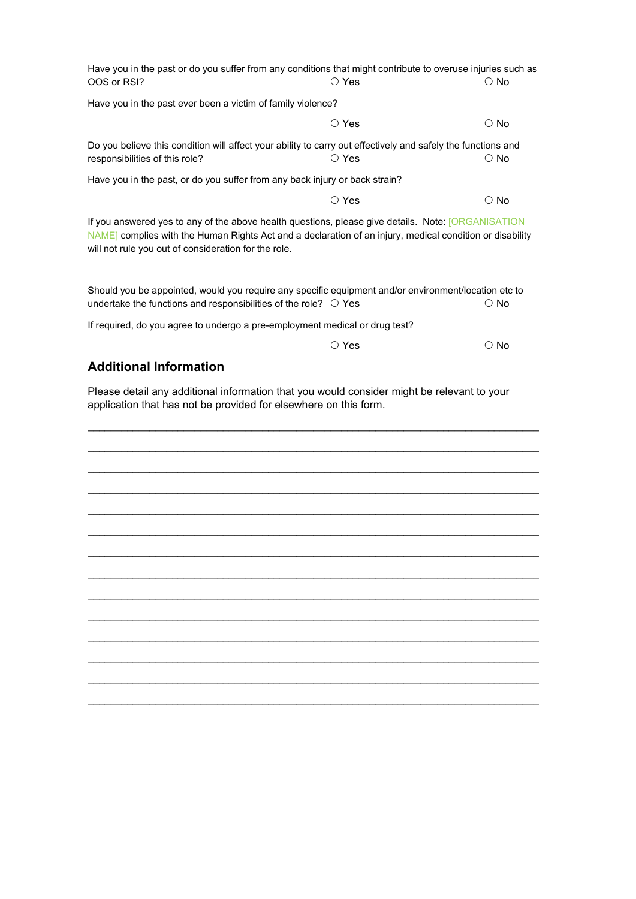Have you in the past or do you suffer from any conditions that might contribute to overuse injuries such as OOS or RSI? ○ Yes ○ No

Have you in the past ever been a victim of family violence?

○ Yes ○ No

Do you believe this condition will affect your ability to carry out effectively and safely the functions and responsibilities of this role? ○ Yes ○ No

Have you in the past, or do you suffer from any back injury or back strain?

○ Yes ○ No

If you answered yes to any of the above health questions, please give details. Note: [ORGANISATION NAME] complies with the Human Rights Act and a declaration of an injury, medical condition or disability will not rule you out of consideration for the role.

Should you be appointed, would you require any specific equipment and/or environment/location etc to undertake the functions and responsibilities of the role? ○ Yes ○ No

If required, do you agree to undergo a pre-employment medical or drug test?

○ Yes ○ No

## Additional Information

Please detail any additional information that you would consider might be relevant to your application that has not be provided for elsewhere on this form.

___________________________________________________________________________

___________________________________________________________________________

___________________________________________________________________________

___________________________________________________________________________

___________________________________________________________________________

___________________________________________________________________________

___________________________________________________________________________

___________________________________________________________________________

___________________________________________________________________________

___________________________________________________________________________

___________________________________________________________________________

___________________________________________________________________________

___________________________________________________________________________

___________________________________________________________________________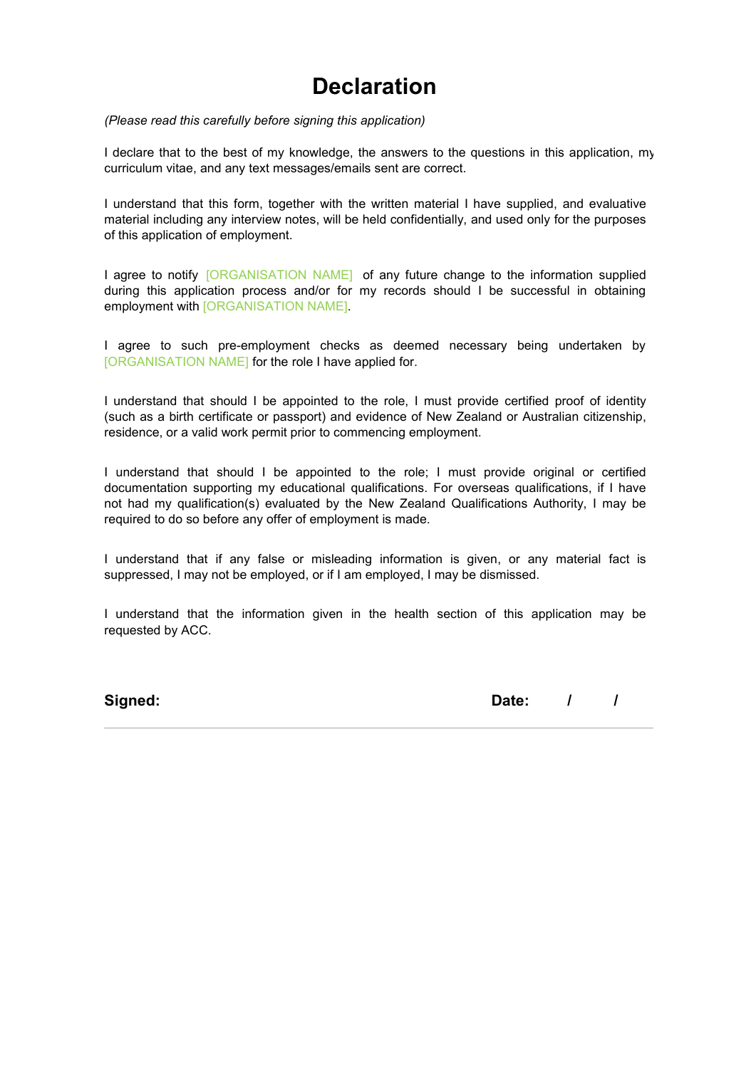# Declaration

*(Please read this carefully before signing this application)*

I declare that to the best of my knowledge, the answers to the questions in this application, my curriculum vitae, and any text messages/emails sent are correct.

I understand that this form, together with the written material I have supplied, and evaluative material including any interview notes, will be held confidentially, and used only for the purposes of this application of employment.

I agree to notify [ORGANISATION NAME] of any future change to the information supplied during this application process and/or for my records should I be successful in obtaining employment with [ORGANISATION NAME].

I agree to such pre-employment checks as deemed necessary being undertaken by [ORGANISATION NAME] for the role I have applied for.

I understand that should I be appointed to the role, I must provide certified proof of identity (such as a birth certificate or passport) and evidence of New Zealand or Australian citizenship, residence, or a valid work permit prior to commencing employment.

I understand that should I be appointed to the role; I must provide original or certified documentation supporting my educational qualifications. For overseas qualifications, if I have not had my qualification(s) evaluated by the New Zealand Qualifications Authority, I may be required to do so before any offer of employment is made.

I understand that if any false or misleading information is given, or any material fact is suppressed, I may not be employed, or if I am employed, I may be dismissed.

I understand that the information given in the health section of this application may be requested by ACC.

**Signed:** **Date: / /**